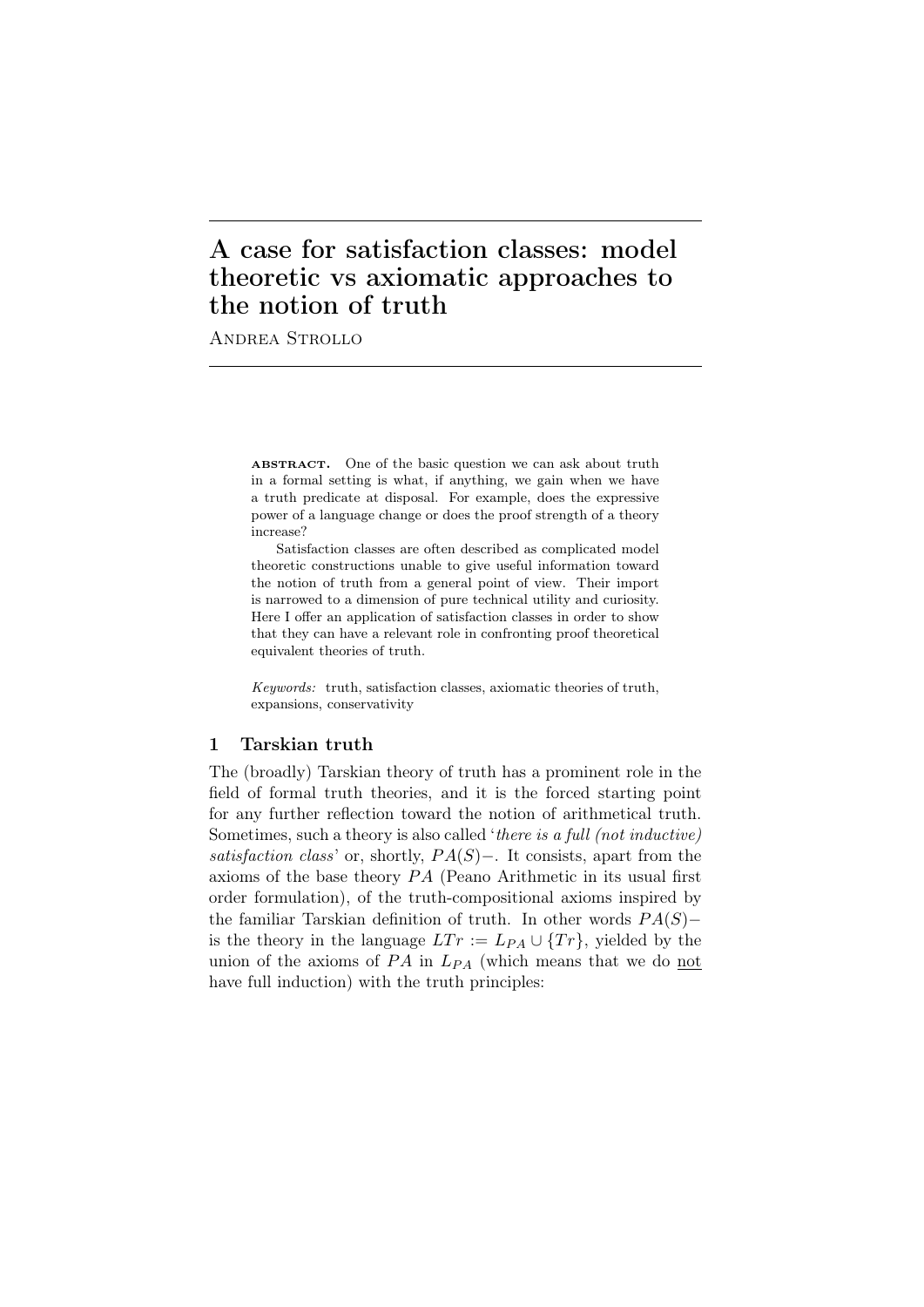# A case for satisfaction classes: model theoretic vs axiomatic approaches to the notion of truth

Andrea Strollo

**ABSTRACT.** One of the basic question we can ask about truth in a formal setting is what, if anything, we gain when we have a truth predicate at disposal. For example, does the expressive power of a language change or does the proof strength of a theory increase?

Satisfaction classes are often described as complicated model theoretic constructions unable to give useful information toward the notion of truth from a general point of view. Their import is narrowed to a dimension of pure technical utility and curiosity. Here I offer an application of satisfaction classes in order to show that they can have a relevant role in confronting proof theoretical equivalent theories of truth.

*Keywords:* truth, satisfaction classes, axiomatic theories of truth, expansions, conservativity

## 1 Tarskian truth

The (broadly) Tarskian theory of truth has a prominent role in the field of formal truth theories, and it is the forced starting point for any further reflection toward the notion of arithmetical truth. Sometimes, such a theory is also called '*there is a full (not inductive) satisfaction class*' or, shortly, $PA(S)-$. It consists, apart from the axioms of the base theory $PA$ (Peano Arithmetic in its usual first order formulation), of the truth-compositional axioms inspired by the familiar Tarskian definition of truth. In other words $PA(S)-$ is the theory in the language $LTr := L_{PA} \cup \{Tr\}$, yielded by the union of the axioms of $PA$ in $L_{PA}$ (which means that we do <u>not</u> have full induction) with the truth principles: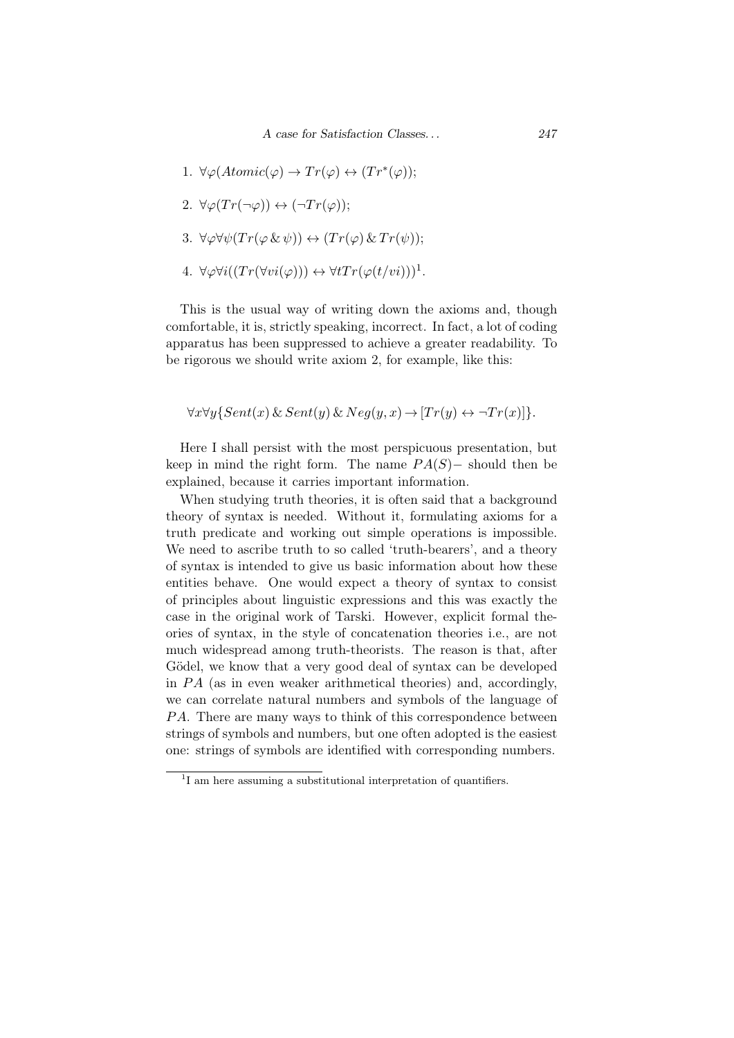1. $\forall\varphi(Atomic(\varphi) \rightarrow Tr(\varphi) \leftrightarrow (Tr^{*}(\varphi))$;
2. $\forall\varphi(Tr(\neg\varphi)) \leftrightarrow (\neg Tr(\varphi))$;
3. $\forall\varphi\forall\psi(Tr(\varphi \,\&\, \psi)) \leftrightarrow (Tr(\varphi) \,\&\, Tr(\psi))$;
4. $\forall\varphi\forall i((Tr(\forall vi(\varphi))) \leftrightarrow \forall t Tr(\varphi(t/vi)))$[1].

This is the usual way of writing down the axioms and, though comfortable, it is, strictly speaking, incorrect. In fact, a lot of coding apparatus has been suppressed to achieve a greater readability. To be rigorous we should write axiom 2, for example, like this:

$$\forall x\forall y\{Sent(x) \,\&\, Sent(y) \,\&\, Neg(y, x) \rightarrow [Tr(y) \leftrightarrow \neg Tr(x)]\}.$$

Here I shall persist with the most perspicuous presentation, but keep in mind the right form. The name $PA(S)-$ should then be explained, because it carries important information.

When studying truth theories, it is often said that a background theory of syntax is needed. Without it, formulating axioms for a truth predicate and working out simple operations is impossible. We need to ascribe truth to so called 'truth-bearers', and a theory of syntax is intended to give us basic information about how these entities behave. One would expect a theory of syntax to consist of principles about linguistic expressions and this was exactly the case in the original work of Tarski. However, explicit formal theories of syntax, in the style of concatenation theories i.e., are not much widespread among truth-theorists. The reason is that, after Gödel, we know that a very good deal of syntax can be developed in $PA$ (as in even weaker arithmetical theories) and, accordingly, we can correlate natural numbers and symbols of the language of $PA$. There are many ways to think of this correspondence between strings of symbols and numbers, but one often adopted is the easiest one: strings of symbols are identified with corresponding numbers.

[1] I am here assuming a substitutional interpretation of quantifiers.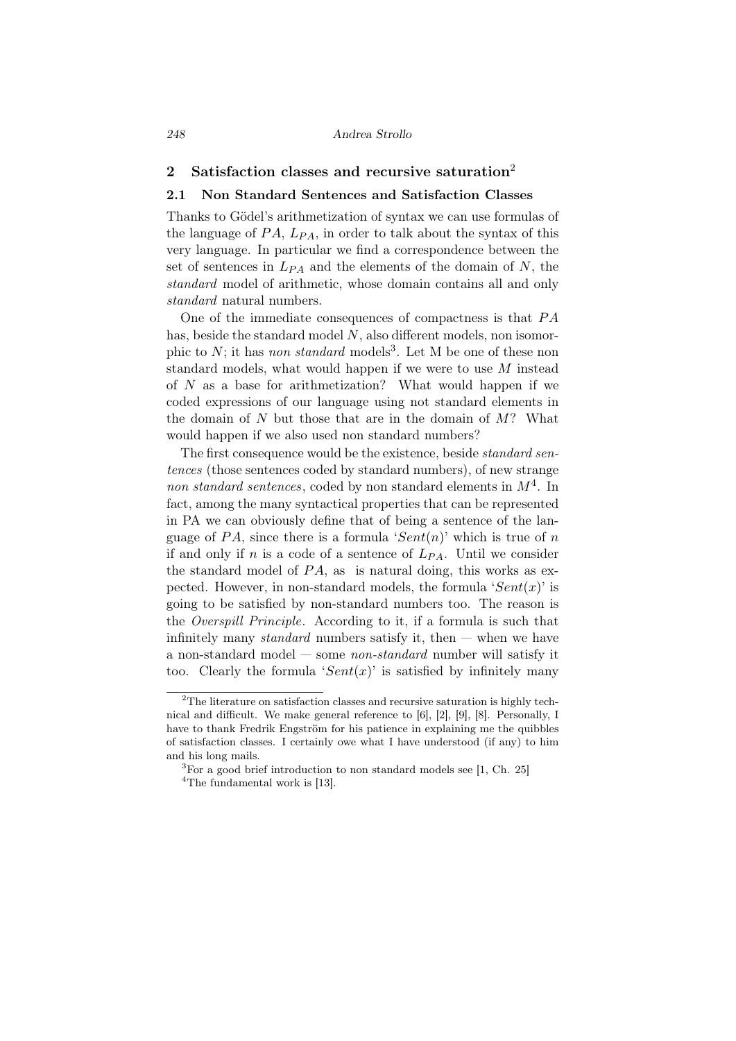## 2 Satisfaction classes and recursive saturation[2]

### 2.1 Non Standard Sentences and Satisfaction Classes

Thanks to Gödel's arithmetization of syntax we can use formulas of the language of $PA$, $L_{PA}$, in order to talk about the syntax of this very language. In particular we find a correspondence between the set of sentences in $L_{PA}$ and the elements of the domain of $N$, the *standard* model of arithmetic, whose domain contains all and only *standard* natural numbers.

One of the immediate consequences of compactness is that $PA$ has, beside the standard model $N$, also different models, non isomorphic to $N$; it has *non standard* models[3]. Let M be one of these non standard models, what would happen if we were to use $M$ instead of $N$ as a base for arithmetization? What would happen if we coded expressions of our language using not standard elements in the domain of $N$ but those that are in the domain of $M$? What would happen if we also used non standard numbers?

The first consequence would be the existence, beside *standard sentences* (those sentences coded by standard numbers), of new strange *non standard sentences*, coded by non standard elements in $M$[4]. In fact, among the many syntactical properties that can be represented in PA we can obviously define that of being a sentence of the language of $PA$, since there is a formula '$Sent(n)$' which is true of $n$ if and only if $n$ is a code of a sentence of $L_{PA}$. Until we consider the standard model of $PA$, as is natural doing, this works as expected. However, in non-standard models, the formula '$Sent(x)$' is going to be satisfied by non-standard numbers too. The reason is the *Overspill Principle*. According to it, if a formula is such that infinitely many *standard* numbers satisfy it, then — when we have a non-standard model — some *non-standard* number will satisfy it too. Clearly the formula '$Sent(x)$' is satisfied by infinitely many

---

[2] The literature on satisfaction classes and recursive saturation is highly technical and difficult. We make general reference to [6], [2], [9], [8]. Personally, I have to thank Fredrik Engström for his patience in explaining me the quibbles of satisfaction classes. I certainly owe what I have understood (if any) to him and his long mails.

[3] For a good brief introduction to non standard models see [1, Ch. 25]

[4] The fundamental work is [13].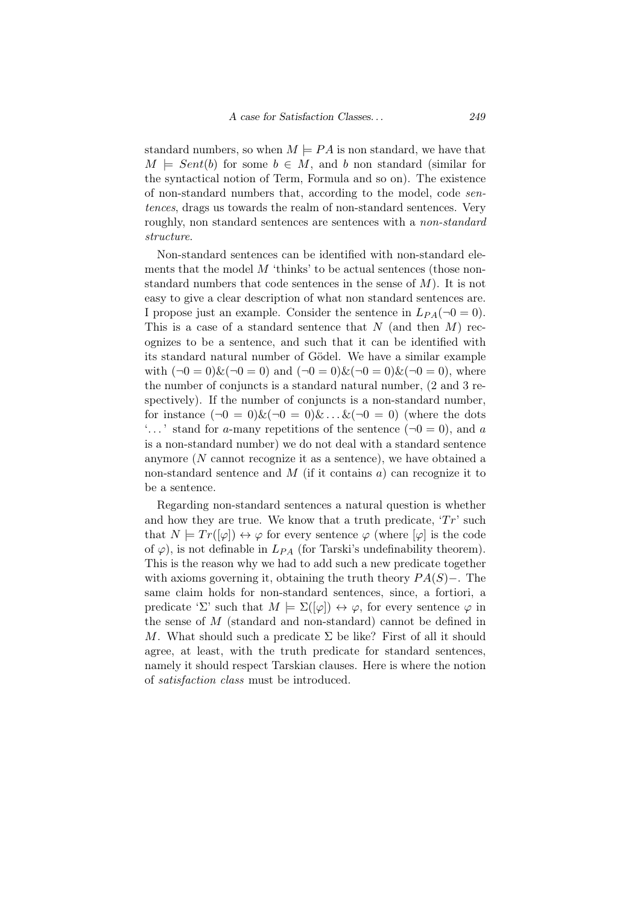standard numbers, so when $M \models PA$ is non standard, we have that $M \models Sent(b)$ for some $b \in M$, and $b$ non standard (similar for the syntactical notion of Term, Formula and so on). The existence of non-standard numbers that, according to the model, code *sentences*, drags us towards the realm of non-standard sentences. Very roughly, non standard sentences are sentences with a *non-standard structure*.

Non-standard sentences can be identified with non-standard elements that the model $M$ 'thinks' to be actual sentences (those non-standard numbers that code sentences in the sense of $M$). It is not easy to give a clear description of what non standard sentences are. I propose just an example. Consider the sentence in $L_{PA}(\neg 0 = 0)$. This is a case of a standard sentence that $N$ (and then $M$) recognizes to be a sentence, and such that it can be identified with its standard natural number of Gödel. We have a similar example with $(\neg 0 = 0) \& (\neg 0 = 0)$ and $(\neg 0 = 0) \& (\neg 0 = 0) \& (\neg 0 = 0)$, where the number of conjuncts is a standard natural number, (2 and 3 respectively). If the number of conjuncts is a non-standard number, for instance $(\neg 0 = 0) \& (\neg 0 = 0) \& \ldots \& (\neg 0 = 0)$ (where the dots '$\ldots$' stand for $a$-many repetitions of the sentence $(\neg 0 = 0)$, and $a$ is a non-standard number) we do not deal with a standard sentence anymore ($N$ cannot recognize it as a sentence), we have obtained a non-standard sentence and $M$ (if it contains $a$) can recognize it to be a sentence.

Regarding non-standard sentences a natural question is whether and how they are true. We know that a truth predicate, '$Tr$' such that $N \models Tr([\varphi]) \leftrightarrow \varphi$ for every sentence $\varphi$ (where $[\varphi]$ is the code of $\varphi$), is not definable in $L_{PA}$ (for Tarski's undefinability theorem). This is the reason why we had to add such a new predicate together with axioms governing it, obtaining the truth theory $PA(S)-$. The same claim holds for non-standard sentences, since, a fortiori, a predicate '$\Sigma$' such that $M \models \Sigma([\varphi]) \leftrightarrow \varphi$, for every sentence $\varphi$ in the sense of $M$ (standard and non-standard) cannot be defined in $M$. What should such a predicate $\Sigma$ be like? First of all it should agree, at least, with the truth predicate for standard sentences, namely it should respect Tarskian clauses. Here is where the notion of *satisfaction class* must be introduced.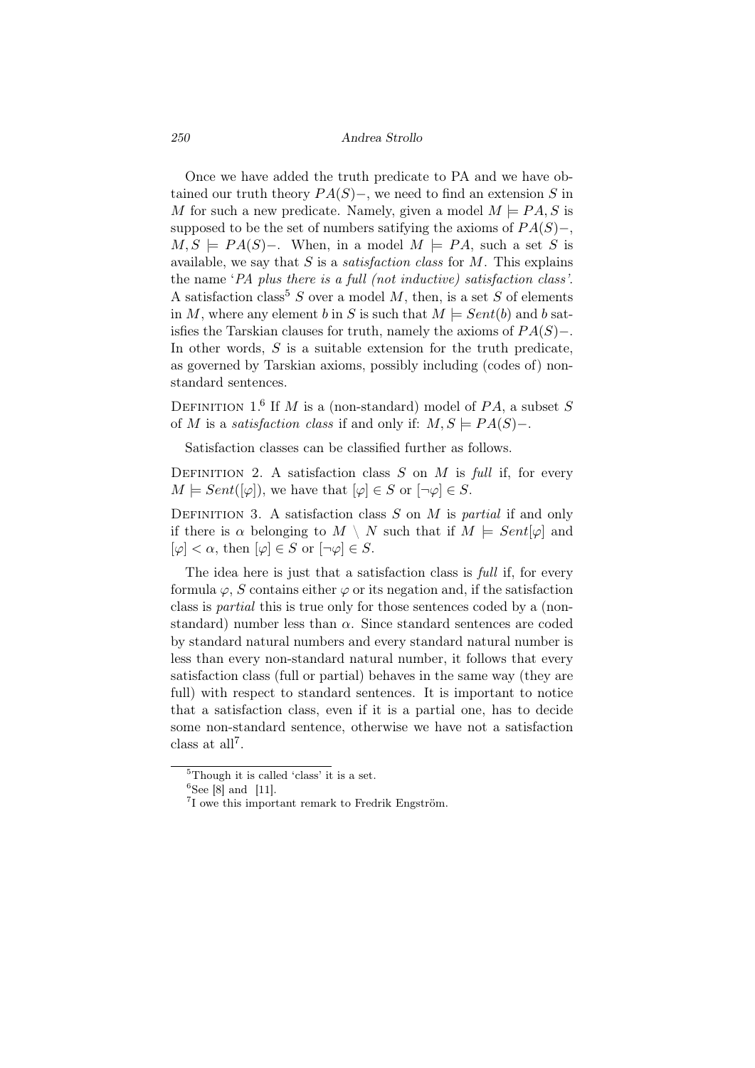Once we have added the truth predicate to PA and we have obtained our truth theory $PA(S)-$, we need to find an extension $S$ in $M$ for such a new predicate. Namely, given a model $M \models PA, S$ is supposed to be the set of numbers satifying the axioms of $PA(S)-$, $M, S \models PA(S)-$. When, in a model $M \models PA$, such a set $S$ is available, we say that $S$ is a *satisfaction class* for $M$. This explains the name '*PA plus there is a full (not inductive) satisfaction class'*. A satisfaction class[5] $S$ over a model $M$, then, is a set $S$ of elements in $M$, where any element $b$ in $S$ is such that $M \models Sent(b)$ and $b$ satisfies the Tarskian clauses for truth, namely the axioms of $PA(S)-$. In other words, $S$ is a suitable extension for the truth predicate, as governed by Tarskian axioms, possibly including (codes of) non-standard sentences.

Definition 1.[6] If $M$ is a (non-standard) model of $PA$, a subset $S$ of $M$ is a *satisfaction class* if and only if: $M, S \models PA(S)-$.

Satisfaction classes can be classified further as follows.

Definition 2. A satisfaction class $S$ on $M$ is *full* if, for every $M \models Sent([\varphi])$, we have that $[\varphi] \in S$ or $[\neg\varphi] \in S$.

Definition 3. A satisfaction class $S$ on $M$ is *partial* if and only if there is $\alpha$ belonging to $M \setminus N$ such that if $M \models Sent[\varphi]$ and $[\varphi] < \alpha$, then $[\varphi] \in S$ or $[\neg\varphi] \in S$.

The idea here is just that a satisfaction class is *full* if, for every formula $\varphi$, $S$ contains either $\varphi$ or its negation and, if the satisfaction class is *partial* this is true only for those sentences coded by a (non-standard) number less than $\alpha$. Since standard sentences are coded by standard natural numbers and every standard natural number is less than every non-standard natural number, it follows that every satisfaction class (full or partial) behaves in the same way (they are full) with respect to standard sentences. It is important to notice that a satisfaction class, even if it is a partial one, has to decide some non-standard sentence, otherwise we have not a satisfaction class at all[7].

---

[5] Though it is called 'class' it is a set.

[6] See [8] and [11].

[7] I owe this important remark to Fredrik Engström.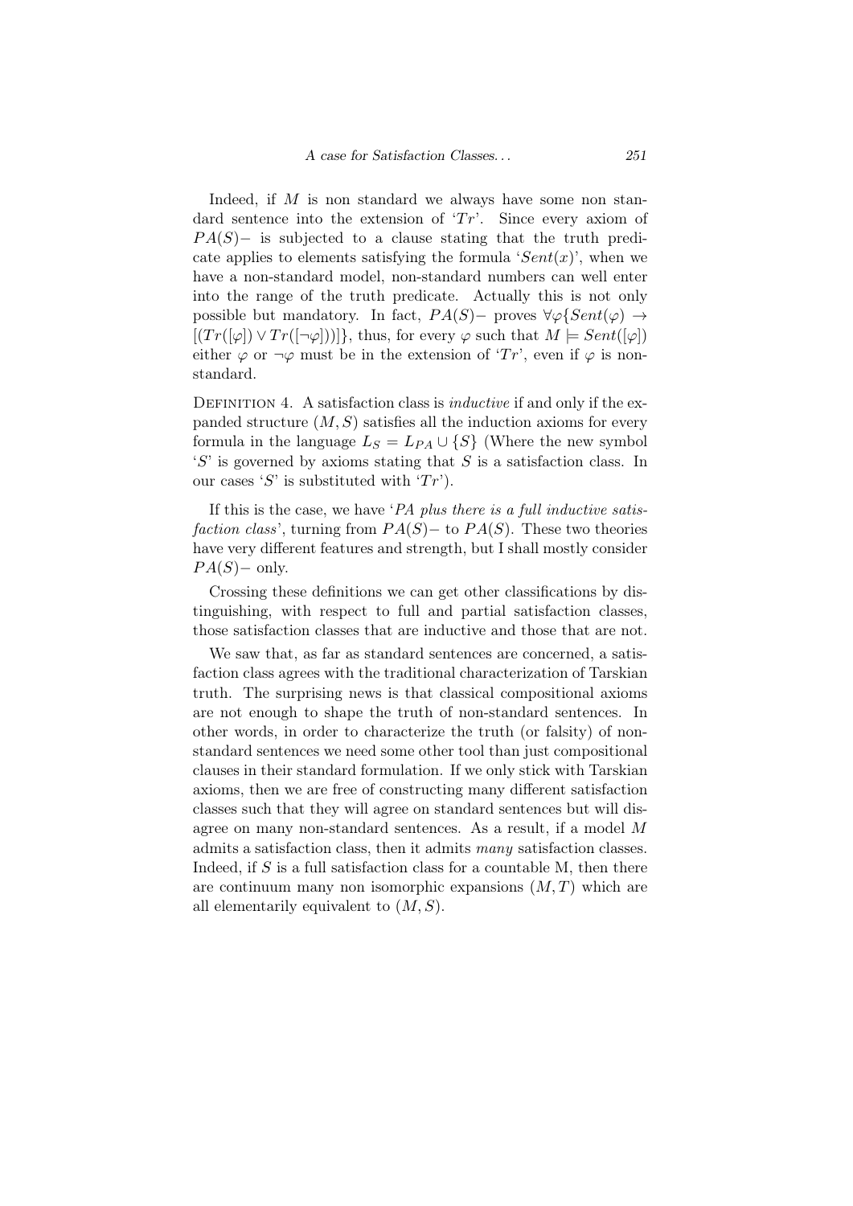Indeed, if $M$ is non standard we always have some non standard sentence into the extension of '$Tr$'. Since every axiom of $PA(S)-$ is subjected to a clause stating that the truth predicate applies to elements satisfying the formula '$Sent(x)$', when we have a non-standard model, non-standard numbers can well enter into the range of the truth predicate. Actually this is not only possible but mandatory. In fact, $PA(S)-$ proves $\forall\varphi\{Sent(\varphi) \rightarrow [(Tr([\varphi]) \vee Tr([\neg\varphi]))]\}$, thus, for every $\varphi$ such that $M \models Sent([\varphi])$ either $\varphi$ or $\neg\varphi$ must be in the extension of '$Tr$', even if $\varphi$ is non-standard.

Definition 4. A satisfaction class is *inductive* if and only if the expanded structure $(M, S)$ satisfies all the induction axioms for every formula in the language $L_S = L_{PA} \cup \{S\}$ (Where the new symbol '$S$' is governed by axioms stating that $S$ is a satisfaction class. In our cases '$S$' is substituted with '$Tr$').

If this is the case, we have '*PA plus there is a full inductive satisfaction class*', turning from $PA(S)-$ to $PA(S)$. These two theories have very different features and strength, but I shall mostly consider $PA(S)-$ only.

Crossing these definitions we can get other classifications by distinguishing, with respect to full and partial satisfaction classes, those satisfaction classes that are inductive and those that are not.

We saw that, as far as standard sentences are concerned, a satisfaction class agrees with the traditional characterization of Tarskian truth. The surprising news is that classical compositional axioms are not enough to shape the truth of non-standard sentences. In other words, in order to characterize the truth (or falsity) of non-standard sentences we need some other tool than just compositional clauses in their standard formulation. If we only stick with Tarskian axioms, then we are free of constructing many different satisfaction classes such that they will agree on standard sentences but will disagree on many non-standard sentences. As a result, if a model $M$ admits a satisfaction class, then it admits *many* satisfaction classes. Indeed, if $S$ is a full satisfaction class for a countable M, then there are continuum many non isomorphic expansions $(M, T)$ which are all elementarily equivalent to $(M, S)$.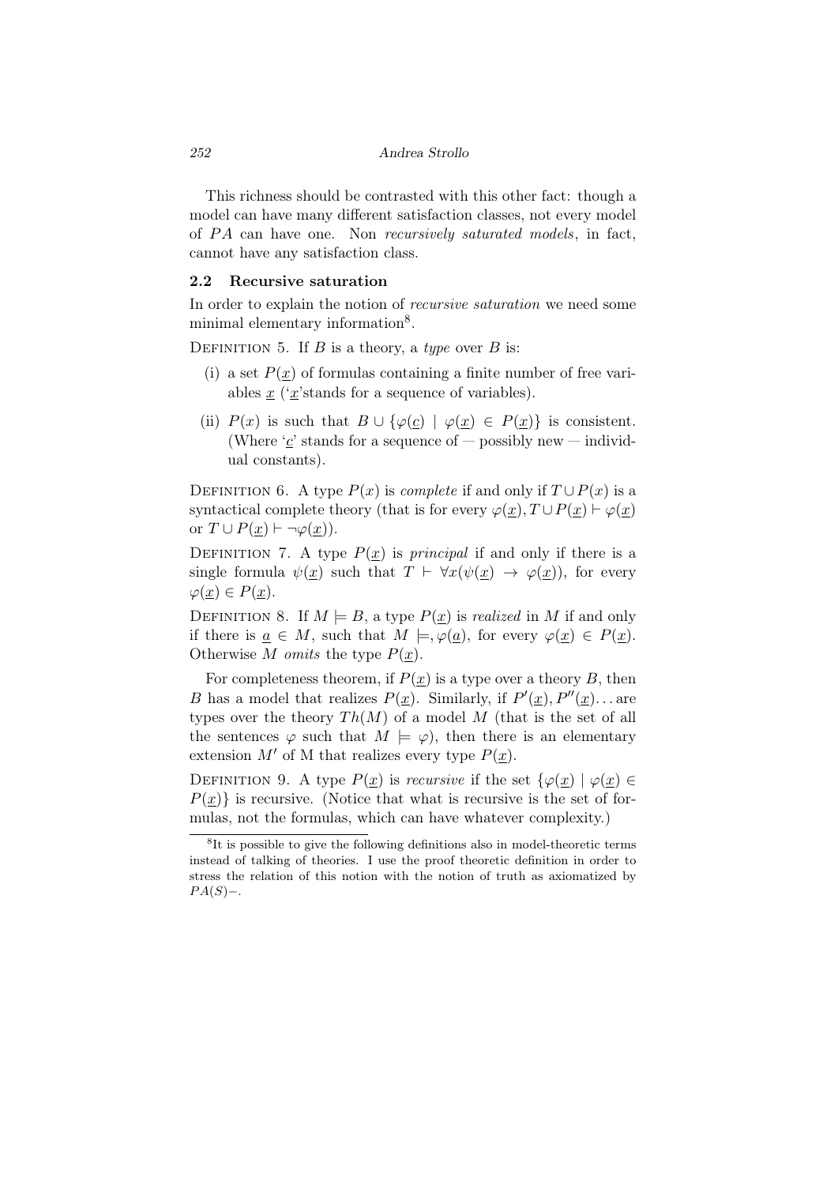This richness should be contrasted with this other fact: though a model can have many different satisfaction classes, not every model of $PA$ can have one. Non *recursively saturated models*, in fact, cannot have any satisfaction class.

### 2.2 Recursive saturation

In order to explain the notion of *recursive saturation* we need some minimal elementary information[8].

DEFINITION 5. If $B$ is a theory, a *type* over $B$ is:

(i) a set $P(\underline{x})$ of formulas containing a finite number of free variables $\underline{x}$ ('$\underline{x}$'stands for a sequence of variables).

(ii) $P(x)$ is such that $B \cup \{\varphi(\underline{c}) \mid \varphi(\underline{x}) \in P(\underline{x})\}$ is consistent. (Where '$\underline{c}$' stands for a sequence of — possibly new — individual constants).

DEFINITION 6. A type $P(x)$ is *complete* if and only if $T \cup P(x)$ is a syntactical complete theory (that is for every $\varphi(\underline{x}), T \cup P(\underline{x}) \vdash \varphi(\underline{x})$ or $T \cup P(\underline{x}) \vdash \neg\varphi(\underline{x})$).

DEFINITION 7. A type $P(\underline{x})$ is *principal* if and only if there is a single formula $\psi(\underline{x})$ such that $T \vdash \forall x(\psi(\underline{x}) \rightarrow \varphi(\underline{x}))$, for every $\varphi(\underline{x}) \in P(\underline{x})$.

DEFINITION 8. If $M \models B$, a type $P(\underline{x})$ is *realized* in $M$ if and only if there is $\underline{a} \in M$, such that $M \models, \varphi(\underline{a})$, for every $\varphi(\underline{x}) \in P(\underline{x})$. Otherwise $M$ *omits* the type $P(\underline{x})$.

For completeness theorem, if $P(\underline{x})$ is a type over a theory $B$, then $B$ has a model that realizes $P(\underline{x})$. Similarly, if $P'(\underline{x}), P''(\underline{x})\ldots$ are types over the theory $Th(M)$ of a model $M$ (that is the set of all the sentences $\varphi$ such that $M \models \varphi$), then there is an elementary extension $M'$ of M that realizes every type $P(\underline{x})$.

DEFINITION 9. A type $P(\underline{x})$ is *recursive* if the set $\{\varphi(\underline{x}) \mid \varphi(\underline{x}) \in P(\underline{x})\}$ is recursive. (Notice that what is recursive is the set of formulas, not the formulas, which can have whatever complexity.)

---

[8] It is possible to give the following definitions also in model-theoretic terms instead of talking of theories. I use the proof theoretic definition in order to stress the relation of this notion with the notion of truth as axiomatized by $PA(S)-$.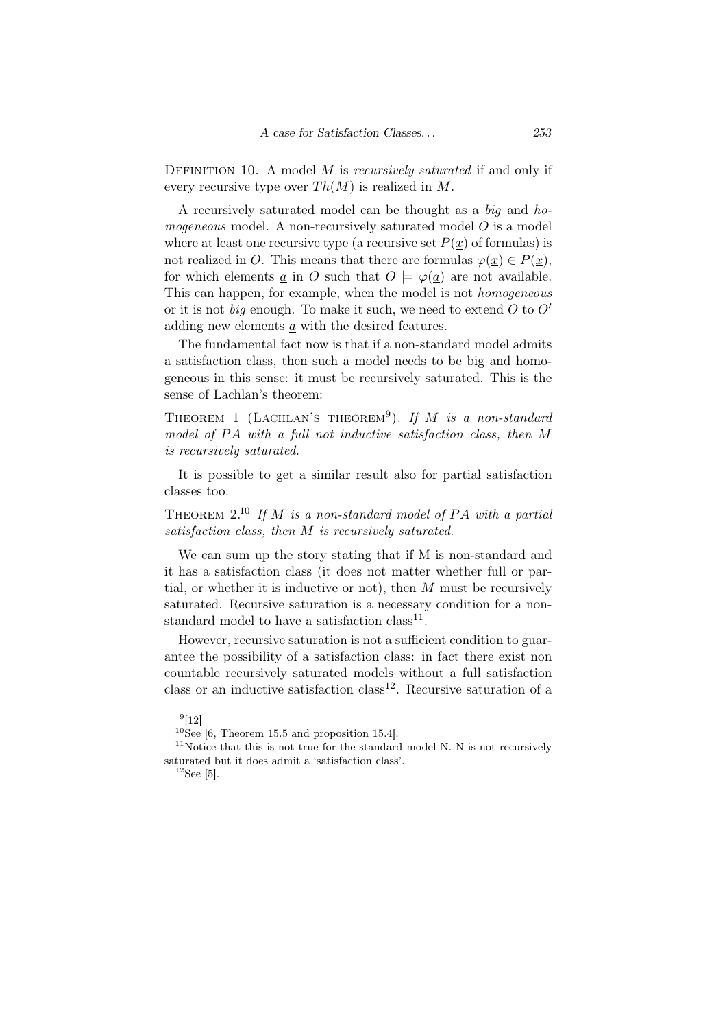Definition 10. A model $M$ is *recursively saturated* if and only if every recursive type over $Th(M)$ is realized in $M$.

A recursively saturated model can be thought as a *big* and *homogeneous* model. A non-recursively saturated model $O$ is a model where at least one recursive type (a recursive set $P(\underline{x})$ of formulas) is not realized in $O$. This means that there are formulas $\varphi(\underline{x}) \in P(\underline{x})$, for which elements $\underline{a}$ in $O$ such that $O \models \varphi(\underline{a})$ are not available. This can happen, for example, when the model is not *homogeneous* or it is not *big* enough. To make it such, we need to extend $O$ to $O'$ adding new elements $\underline{a}$ with the desired features.

The fundamental fact now is that if a non-standard model admits a satisfaction class, then such a model needs to be big and homogeneous in this sense: it must be recursively saturated. This is the sense of Lachlan's theorem:

Theorem 1 (Lachlan's theorem[9]). *If $M$ is a non-standard model of $PA$ with a full not inductive satisfaction class, then $M$ is recursively saturated.*

It is possible to get a similar result also for partial satisfaction classes too:

Theorem 2.[10] *If $M$ is a non-standard model of $PA$ with a partial satisfaction class, then $M$ is recursively saturated.*

We can sum up the story stating that if M is non-standard and it has a satisfaction class (it does not matter whether full or partial, or whether it is inductive or not), then $M$ must be recursively saturated. Recursive saturation is a necessary condition for a non-standard model to have a satisfaction class[11].

However, recursive saturation is not a sufficient condition to guarantee the possibility of a satisfaction class: in fact there exist non countable recursively saturated models without a full satisfaction class or an inductive satisfaction class[12]. Recursive saturation of a

---

[9] [12]

[10] See [6, Theorem 15.5 and proposition 15.4].

[11] Notice that this is not true for the standard model N. N is not recursively saturated but it does admit a 'satisfaction class'.

[12] See [5].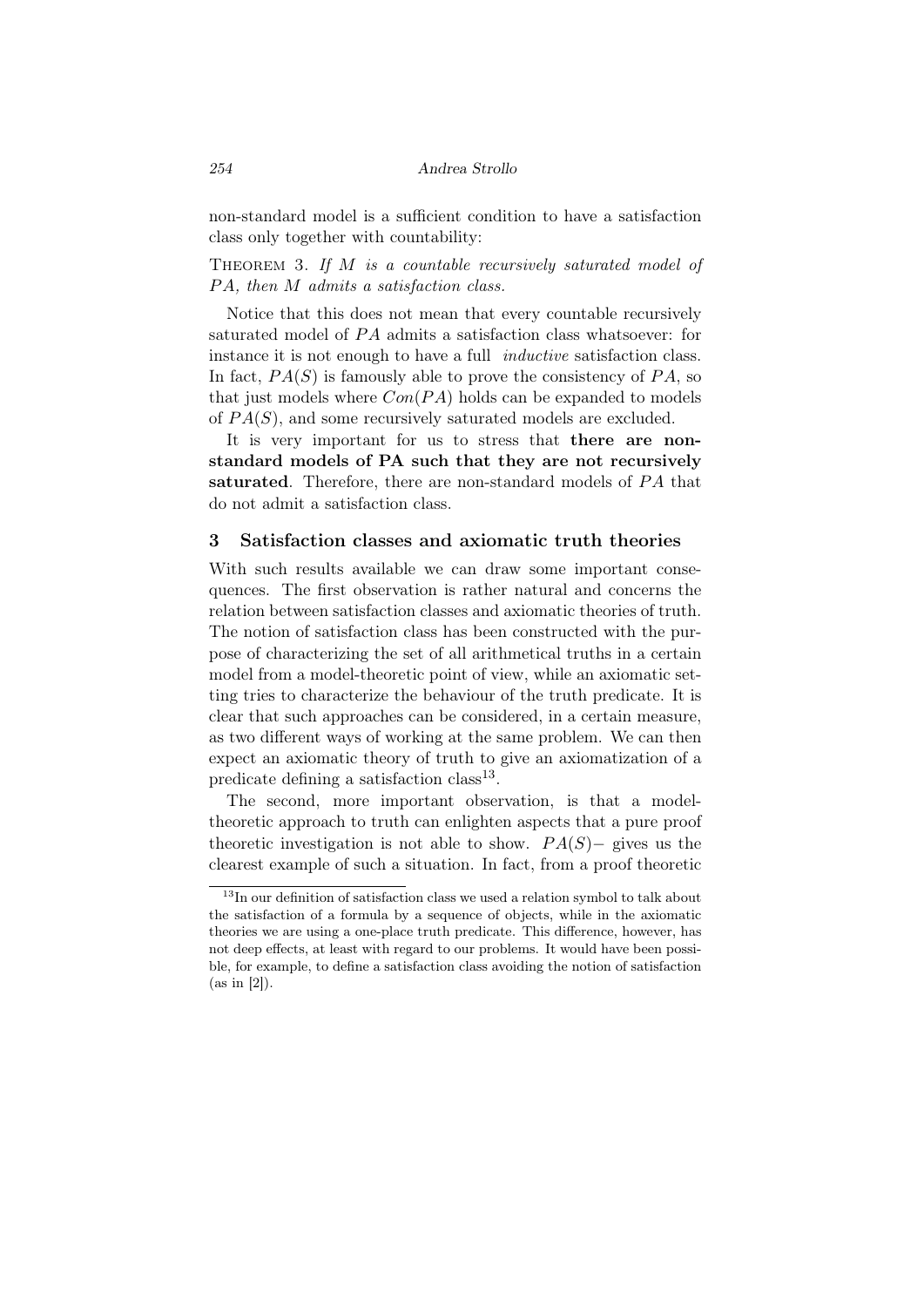non-standard model is a sufficient condition to have a satisfaction class only together with countability:

Theorem 3. *If $M$ is a countable recursively saturated model of $PA$, then $M$ admits a satisfaction class.*

Notice that this does not mean that every countable recursively saturated model of $PA$ admits a satisfaction class whatsoever: for instance it is not enough to have a full *inductive* satisfaction class. In fact, $PA(S)$ is famously able to prove the consistency of $PA$, so that just models where $Con(PA)$ holds can be expanded to models of $PA(S)$, and some recursively saturated models are excluded.

It is very important for us to stress that **there are non-standard models of PA such that they are not recursively saturated**. Therefore, there are non-standard models of $PA$ that do not admit a satisfaction class.

## 3 Satisfaction classes and axiomatic truth theories

With such results available we can draw some important consequences. The first observation is rather natural and concerns the relation between satisfaction classes and axiomatic theories of truth. The notion of satisfaction class has been constructed with the purpose of characterizing the set of all arithmetical truths in a certain model from a model-theoretic point of view, while an axiomatic setting tries to characterize the behaviour of the truth predicate. It is clear that such approaches can be considered, in a certain measure, as two different ways of working at the same problem. We can then expect an axiomatic theory of truth to give an axiomatization of a predicate defining a satisfaction class[13].

The second, more important observation, is that a model-theoretic approach to truth can enlighten aspects that a pure proof theoretic investigation is not able to show. $PA(S)-$ gives us the clearest example of such a situation. In fact, from a proof theoretic

[13] In our definition of satisfaction class we used a relation symbol to talk about the satisfaction of a formula by a sequence of objects, while in the axiomatic theories we are using a one-place truth predicate. This difference, however, has not deep effects, at least with regard to our problems. It would have been possible, for example, to define a satisfaction class avoiding the notion of satisfaction (as in [2]).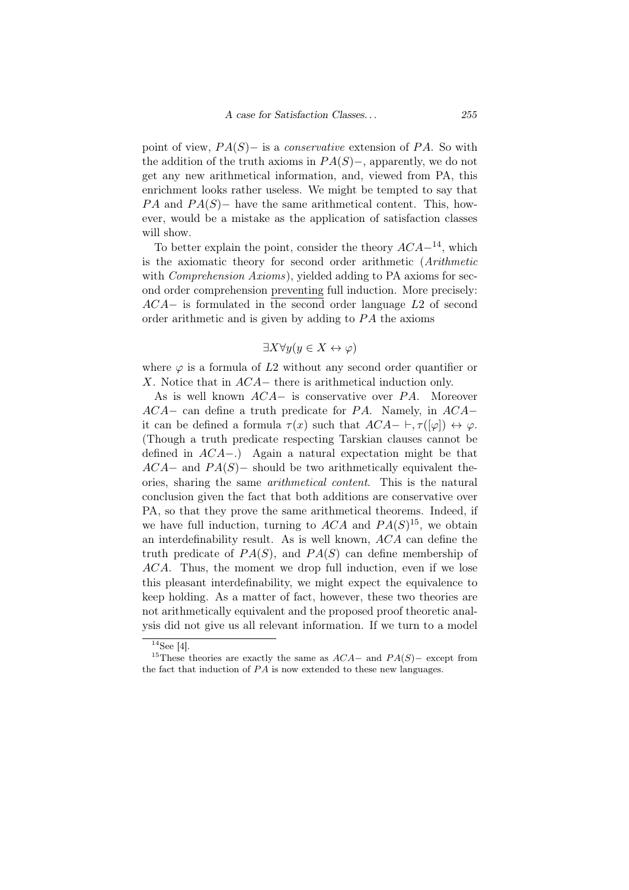point of view, $PA(S)-$ is a *conservative* extension of $PA$. So with the addition of the truth axioms in $PA(S)-$, apparently, we do not get any new arithmetical information, and, viewed from PA, this enrichment looks rather useless. We might be tempted to say that $PA$ and $PA(S)-$ have the same arithmetical content. This, however, would be a mistake as the application of satisfaction classes will show.

To better explain the point, consider the theory $ACA-$[14], which is the axiomatic theory for second order arithmetic (*Arithmetic* with *Comprehension Axioms*), yielded adding to PA axioms for second order comprehension preventing full induction. More precisely: $ACA-$ is formulated in the second order language $L2$ of second order arithmetic and is given by adding to $PA$ the axioms

$$\exists X \forall y (y \in X \leftrightarrow \varphi)$$

where $\varphi$ is a formula of $L2$ without any second order quantifier or $X$. Notice that in $ACA-$ there is arithmetical induction only.

As is well known $ACA-$ is conservative over $PA$. Moreover $ACA-$ can define a truth predicate for $PA$. Namely, in $ACA-$ it can be defined a formula $\tau(x)$ such that $ACA- \vdash, \tau([\varphi]) \leftrightarrow \varphi$. (Though a truth predicate respecting Tarskian clauses cannot be defined in $ACA-$.) Again a natural expectation might be that $ACA-$ and $PA(S)-$ should be two arithmetically equivalent theories, sharing the same *arithmetical content*. This is the natural conclusion given the fact that both additions are conservative over PA, so that they prove the same arithmetical theorems. Indeed, if we have full induction, turning to $ACA$ and $PA(S)$[15], we obtain an interdefinability result. As is well known, $ACA$ can define the truth predicate of $PA(S)$, and $PA(S)$ can define membership of $ACA$. Thus, the moment we drop full induction, even if we lose this pleasant interdefinability, we might expect the equivalence to keep holding. As a matter of fact, however, these two theories are not arithmetically equivalent and the proposed proof theoretic analysis did not give us all relevant information. If we turn to a model

[14] See [4].

[15] These theories are exactly the same as $ACA-$ and $PA(S)-$ except from the fact that induction of $PA$ is now extended to these new languages.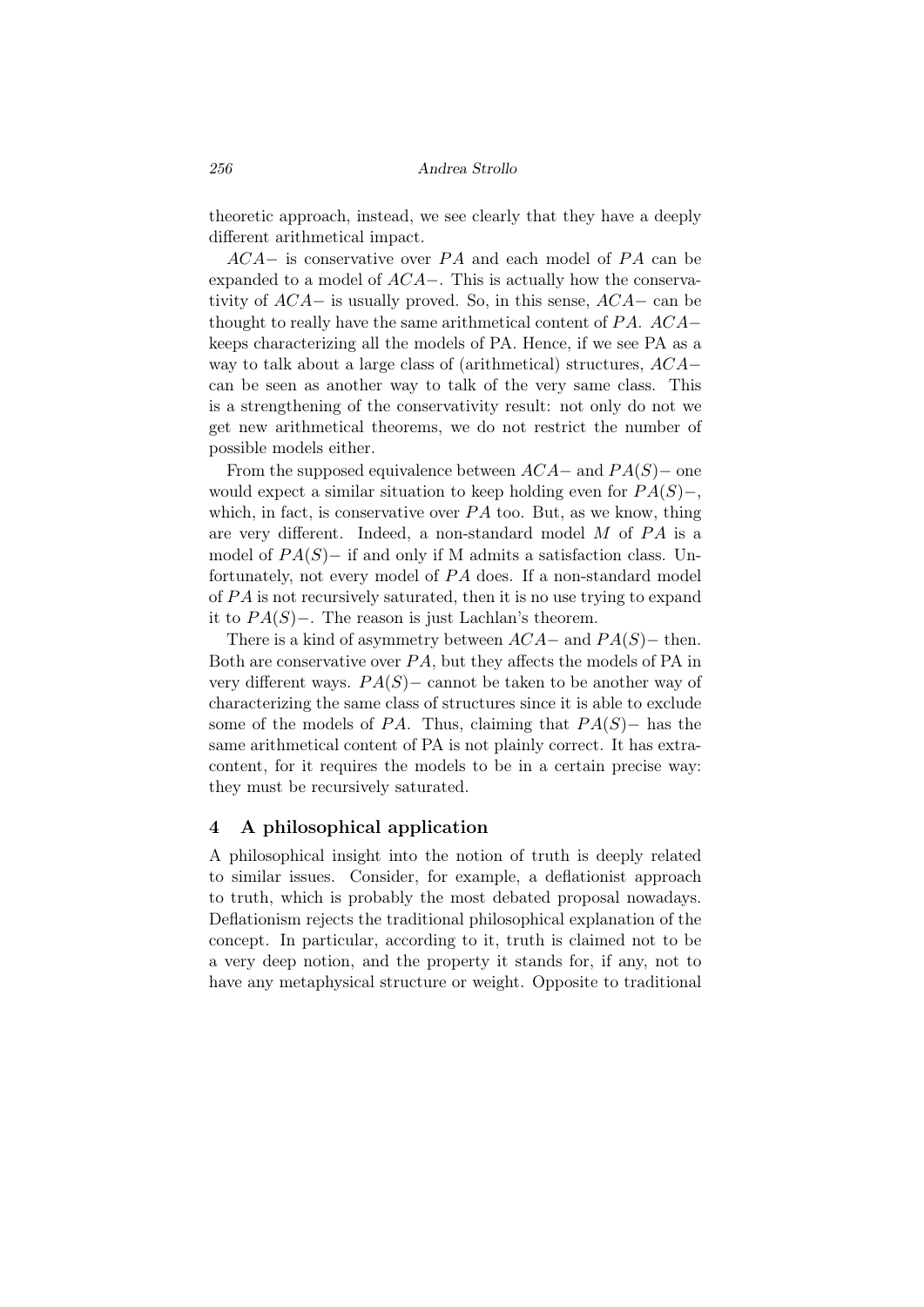theoretic approach, instead, we see clearly that they have a deeply different arithmetical impact.

$ACA-$ is conservative over $PA$ and each model of $PA$ can be expanded to a model of $ACA-$. This is actually how the conservativity of $ACA-$ is usually proved. So, in this sense, $ACA-$ can be thought to really have the same arithmetical content of $PA$. $ACA-$ keeps characterizing all the models of PA. Hence, if we see PA as a way to talk about a large class of (arithmetical) structures, $ACA-$ can be seen as another way to talk of the very same class. This is a strengthening of the conservativity result: not only do not we get new arithmetical theorems, we do not restrict the number of possible models either.

From the supposed equivalence between $ACA-$ and $PA(S)-$ one would expect a similar situation to keep holding even for $PA(S)-$, which, in fact, is conservative over $PA$ too. But, as we know, thing are very different. Indeed, a non-standard model $M$ of $PA$ is a model of $PA(S)-$ if and only if M admits a satisfaction class. Unfortunately, not every model of $PA$ does. If a non-standard model of $PA$ is not recursively saturated, then it is no use trying to expand it to $PA(S)-$. The reason is just Lachlan's theorem.

There is a kind of asymmetry between $ACA-$ and $PA(S)-$ then. Both are conservative over $PA$, but they affects the models of PA in very different ways. $PA(S)-$ cannot be taken to be another way of characterizing the same class of structures since it is able to exclude some of the models of $PA$. Thus, claiming that $PA(S)-$ has the same arithmetical content of PA is not plainly correct. It has extra-content, for it requires the models to be in a certain precise way: they must be recursively saturated.

## 4 A philosophical application

A philosophical insight into the notion of truth is deeply related to similar issues. Consider, for example, a deflationist approach to truth, which is probably the most debated proposal nowadays. Deflationism rejects the traditional philosophical explanation of the concept. In particular, according to it, truth is claimed not to be a very deep notion, and the property it stands for, if any, not to have any metaphysical structure or weight. Opposite to traditional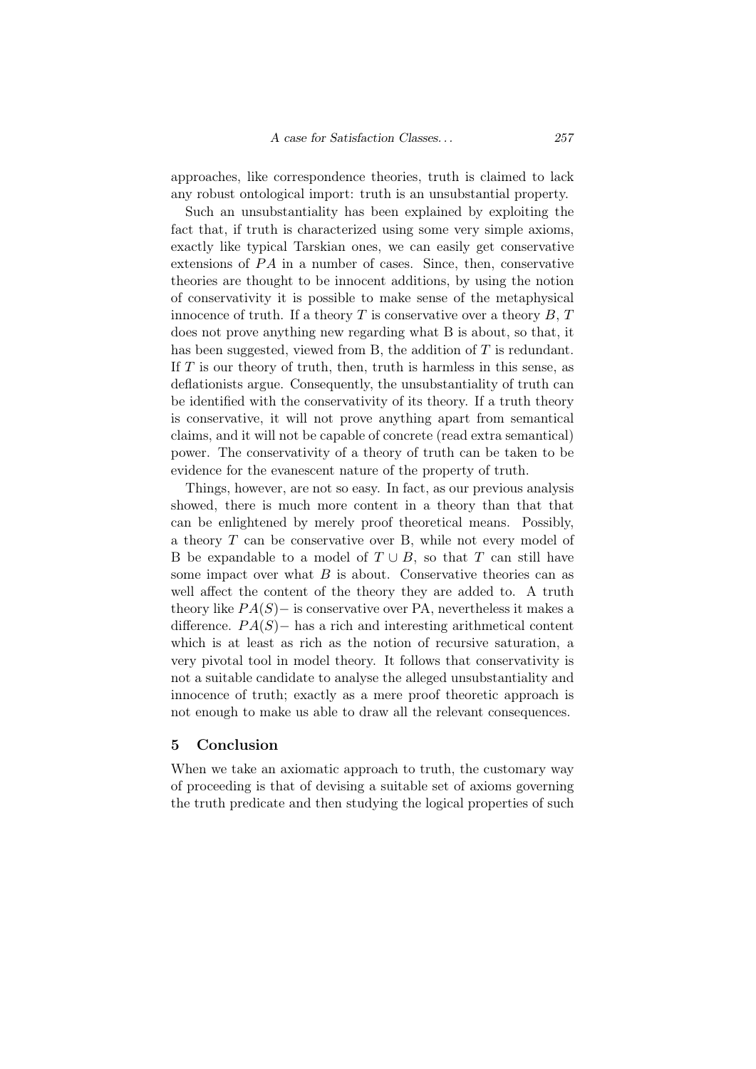approaches, like correspondence theories, truth is claimed to lack any robust ontological import: truth is an unsubstantial property.

Such an unsubstantiality has been explained by exploiting the fact that, if truth is characterized using some very simple axioms, exactly like typical Tarskian ones, we can easily get conservative extensions of $PA$ in a number of cases. Since, then, conservative theories are thought to be innocent additions, by using the notion of conservativity it is possible to make sense of the metaphysical innocence of truth. If a theory $T$ is conservative over a theory $B$, $T$ does not prove anything new regarding what B is about, so that, it has been suggested, viewed from B, the addition of $T$ is redundant. If $T$ is our theory of truth, then, truth is harmless in this sense, as deflationists argue. Consequently, the unsubstantiality of truth can be identified with the conservativity of its theory. If a truth theory is conservative, it will not prove anything apart from semantical claims, and it will not be capable of concrete (read extra semantical) power. The conservativity of a theory of truth can be taken to be evidence for the evanescent nature of the property of truth.

Things, however, are not so easy. In fact, as our previous analysis showed, there is much more content in a theory than that that can be enlightened by merely proof theoretical means. Possibly, a theory $T$ can be conservative over B, while not every model of B be expandable to a model of $T \cup B$, so that $T$ can still have some impact over what $B$ is about. Conservative theories can as well affect the content of the theory they are added to. A truth theory like $PA(S)-$ is conservative over PA, nevertheless it makes a difference. $PA(S)-$ has a rich and interesting arithmetical content which is at least as rich as the notion of recursive saturation, a very pivotal tool in model theory. It follows that conservativity is not a suitable candidate to analyse the alleged unsubstantiality and innocence of truth; exactly as a mere proof theoretic approach is not enough to make us able to draw all the relevant consequences.

## 5 Conclusion

When we take an axiomatic approach to truth, the customary way of proceeding is that of devising a suitable set of axioms governing the truth predicate and then studying the logical properties of such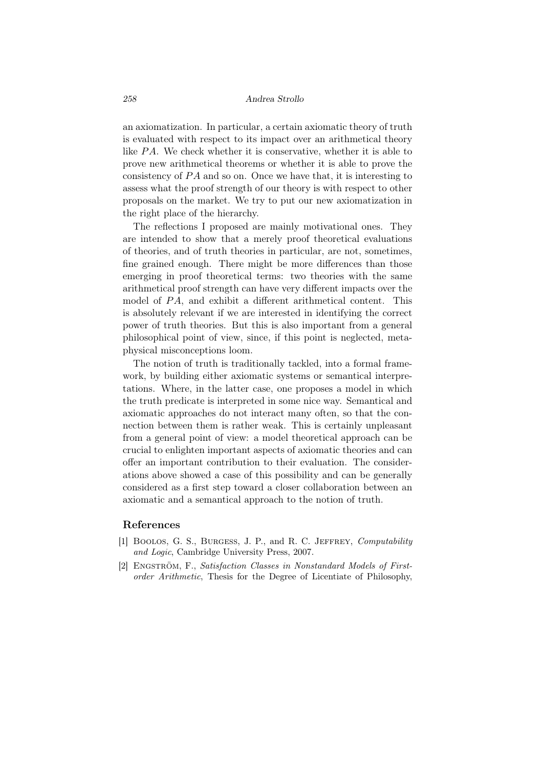an axiomatization. In particular, a certain axiomatic theory of truth is evaluated with respect to its impact over an arithmetical theory like $PA$. We check whether it is conservative, whether it is able to prove new arithmetical theorems or whether it is able to prove the consistency of $PA$ and so on. Once we have that, it is interesting to assess what the proof strength of our theory is with respect to other proposals on the market. We try to put our new axiomatization in the right place of the hierarchy.

The reflections I proposed are mainly motivational ones. They are intended to show that a merely proof theoretical evaluations of theories, and of truth theories in particular, are not, sometimes, fine grained enough. There might be more differences than those emerging in proof theoretical terms: two theories with the same arithmetical proof strength can have very different impacts over the model of $PA$, and exhibit a different arithmetical content. This is absolutely relevant if we are interested in identifying the correct power of truth theories. But this is also important from a general philosophical point of view, since, if this point is neglected, metaphysical misconceptions loom.

The notion of truth is traditionally tackled, into a formal framework, by building either axiomatic systems or semantical interpretations. Where, in the latter case, one proposes a model in which the truth predicate is interpreted in some nice way. Semantical and axiomatic approaches do not interact many often, so that the connection between them is rather weak. This is certainly unpleasant from a general point of view: a model theoretical approach can be crucial to enlighten important aspects of axiomatic theories and can offer an important contribution to their evaluation. The considerations above showed a case of this possibility and can be generally considered as a first step toward a closer collaboration between an axiomatic and a semantical approach to the notion of truth.

## References

[1] Boolos, G. S., Burgess, J. P., and R. C. Jeffrey, *Computability and Logic*, Cambridge University Press, 2007.

[2] Engström, F., *Satisfaction Classes in Nonstandard Models of First-order Arithmetic*, Thesis for the Degree of Licentiate of Philosophy,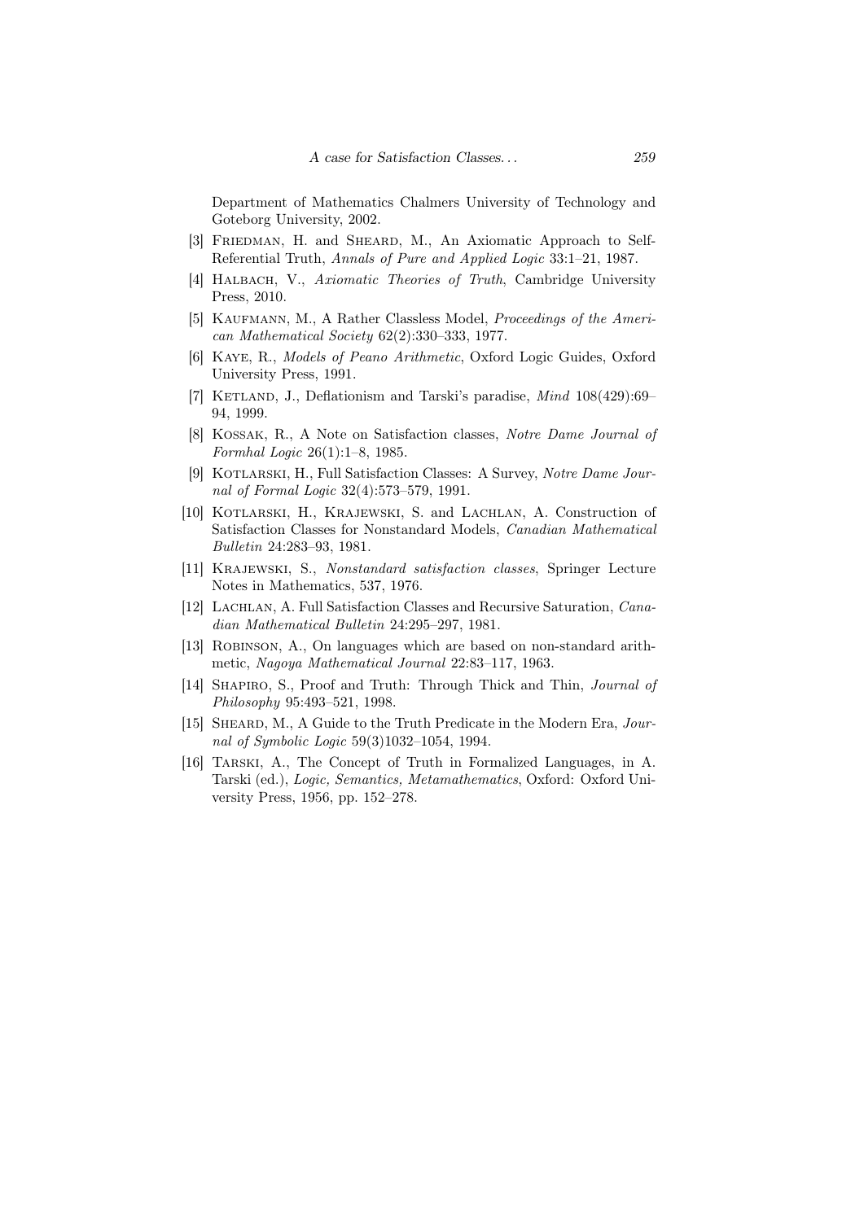Department of Mathematics Chalmers University of Technology and Goteborg University, 2002.

[3] Friedman, H. and Sheard, M., An Axiomatic Approach to Self-Referential Truth, *Annals of Pure and Applied Logic* 33:1–21, 1987.

[4] Halbach, V., *Axiomatic Theories of Truth*, Cambridge University Press, 2010.

[5] Kaufmann, M., A Rather Classless Model, *Proceedings of the American Mathematical Society* 62(2):330–333, 1977.

[6] Kaye, R., *Models of Peano Arithmetic*, Oxford Logic Guides, Oxford University Press, 1991.

[7] Ketland, J., Deflationism and Tarski's paradise, *Mind* 108(429):69–94, 1999.

[8] Kossak, R., A Note on Satisfaction classes, *Notre Dame Journal of Formhal Logic* 26(1):1–8, 1985.

[9] Kotlarski, H., Full Satisfaction Classes: A Survey, *Notre Dame Journal of Formal Logic* 32(4):573–579, 1991.

[10] Kotlarski, H., Krajewski, S. and Lachlan, A. Construction of Satisfaction Classes for Nonstandard Models, *Canadian Mathematical Bulletin* 24:283–93, 1981.

[11] Krajewski, S., *Nonstandard satisfaction classes*, Springer Lecture Notes in Mathematics, 537, 1976.

[12] Lachlan, A. Full Satisfaction Classes and Recursive Saturation, *Canadian Mathematical Bulletin* 24:295–297, 1981.

[13] Robinson, A., On languages which are based on non-standard arithmetic, *Nagoya Mathematical Journal* 22:83–117, 1963.

[14] Shapiro, S., Proof and Truth: Through Thick and Thin, *Journal of Philosophy* 95:493–521, 1998.

[15] Sheard, M., A Guide to the Truth Predicate in the Modern Era, *Journal of Symbolic Logic* 59(3)1032–1054, 1994.

[16] Tarski, A., The Concept of Truth in Formalized Languages, in A. Tarski (ed.), *Logic, Semantics, Metamathematics*, Oxford: Oxford University Press, 1956, pp. 152–278.